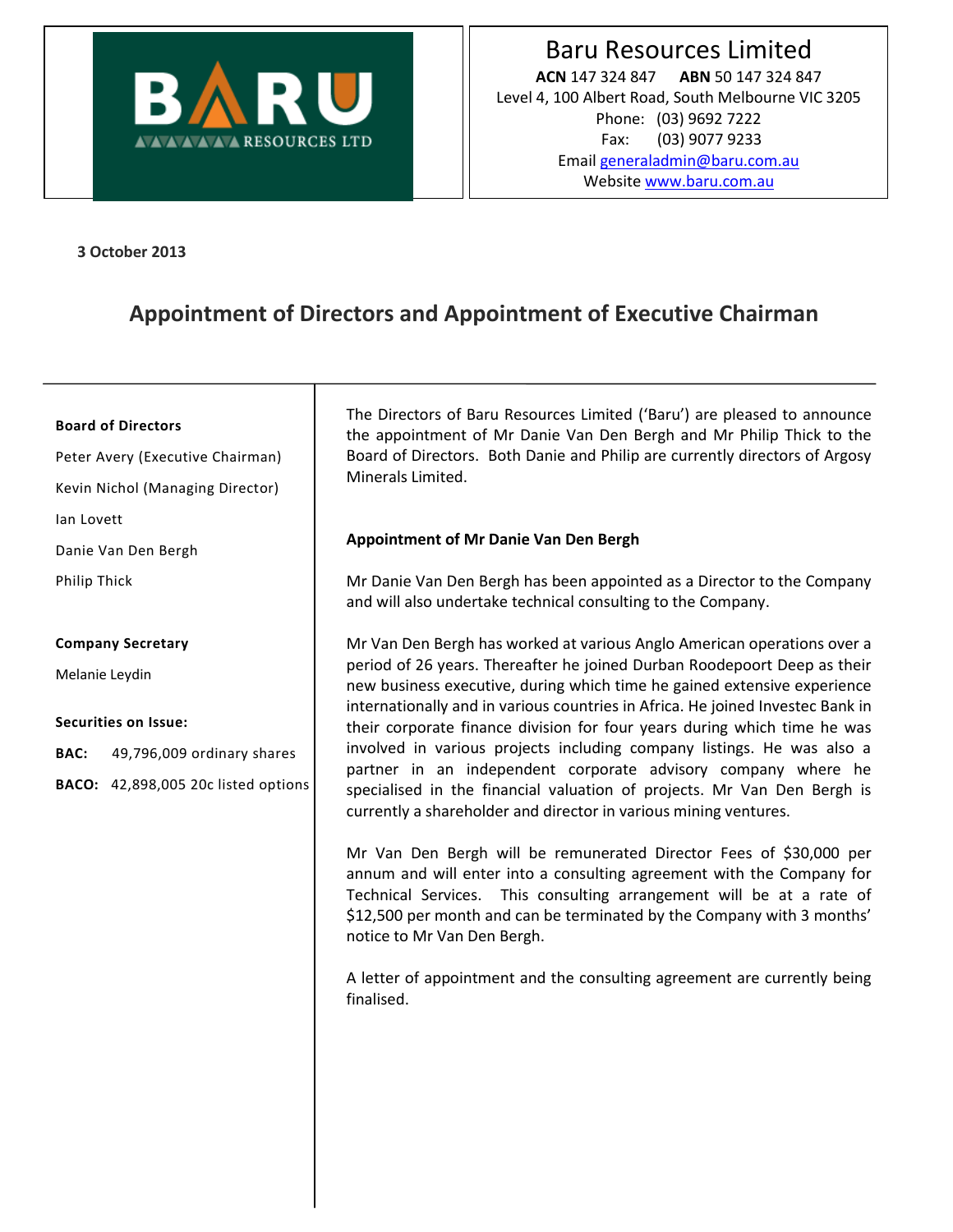# Baru Resources Limited

**ACN** 147 324 847 **ABN** 50 147 324 847
Level 4, 100 Albert Road, South Melbourne VIC 3205
Phone: (03) 9692 7222
Fax: (03) 9077 9233
Email generaladmin@baru.com.au
Website www.baru.com.au

**3 October 2013**

## Appointment of Directors and Appointment of Executive Chairman

**Board of Directors**

Peter Avery (Executive Chairman)

Kevin Nichol (Managing Director)

Ian Lovett

Danie Van Den Bergh

Philip Thick

**Company Secretary**

Melanie Leydin

**Securities on Issue:**

**BAC:** 49,796,009 ordinary shares

**BACO:** 42,898,005 20c listed options

The Directors of Baru Resources Limited ('Baru') are pleased to announce the appointment of Mr Danie Van Den Bergh and Mr Philip Thick to the Board of Directors. Both Danie and Philip are currently directors of Argosy Minerals Limited.

**Appointment of Mr Danie Van Den Bergh**

Mr Danie Van Den Bergh has been appointed as a Director to the Company and will also undertake technical consulting to the Company.

Mr Van Den Bergh has worked at various Anglo American operations over a period of 26 years. Thereafter he joined Durban Roodepoort Deep as their new business executive, during which time he gained extensive experience internationally and in various countries in Africa. He joined Investec Bank in their corporate finance division for four years during which time he was involved in various projects including company listings. He was also a partner in an independent corporate advisory company where he specialised in the financial valuation of projects. Mr Van Den Bergh is currently a shareholder and director in various mining ventures.

Mr Van Den Bergh will be remunerated Director Fees of $30,000 per annum and will enter into a consulting agreement with the Company for Technical Services. This consulting arrangement will be at a rate of $12,500 per month and can be terminated by the Company with 3 months' notice to Mr Van Den Bergh.

A letter of appointment and the consulting agreement are currently being finalised.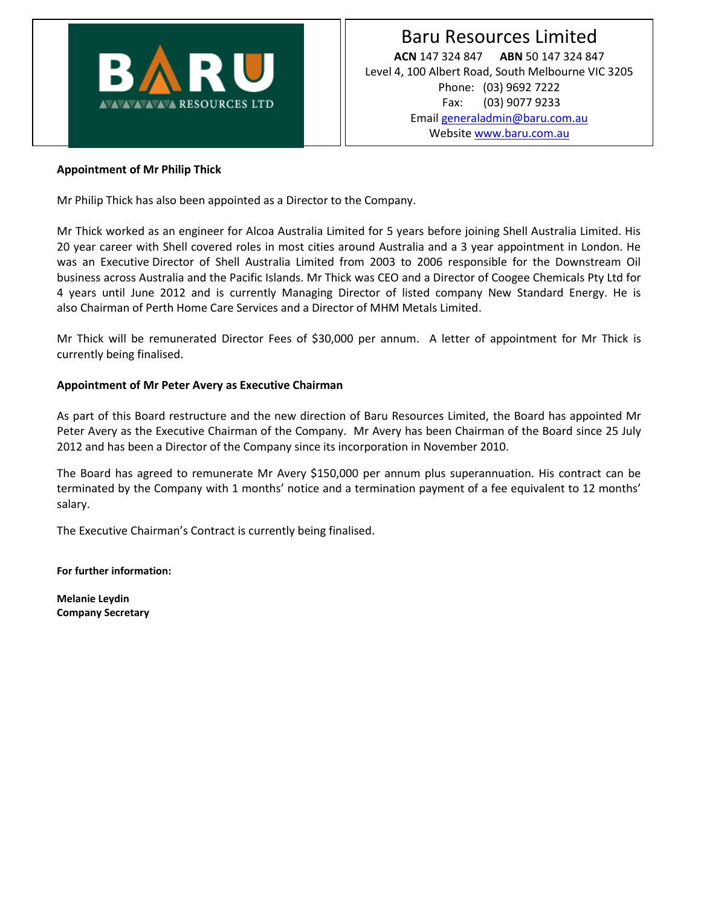# Baru Resources Limited

**ACN** 147 324 847 **ABN** 50 147 324 847
Level 4, 100 Albert Road, South Melbourne VIC 3205
Phone: (03) 9692 7222
Fax: (03) 9077 9233
Email generaladmin@baru.com.au
Website www.baru.com.au

**Appointment of Mr Philip Thick**

Mr Philip Thick has also been appointed as a Director to the Company.

Mr Thick worked as an engineer for Alcoa Australia Limited for 5 years before joining Shell Australia Limited. His 20 year career with Shell covered roles in most cities around Australia and a 3 year appointment in London. He was an Executive Director of Shell Australia Limited from 2003 to 2006 responsible for the Downstream Oil business across Australia and the Pacific Islands. Mr Thick was CEO and a Director of Coogee Chemicals Pty Ltd for 4 years until June 2012 and is currently Managing Director of listed company New Standard Energy. He is also Chairman of Perth Home Care Services and a Director of MHM Metals Limited.

Mr Thick will be remunerated Director Fees of $30,000 per annum. A letter of appointment for Mr Thick is currently being finalised.

**Appointment of Mr Peter Avery as Executive Chairman**

As part of this Board restructure and the new direction of Baru Resources Limited, the Board has appointed Mr Peter Avery as the Executive Chairman of the Company. Mr Avery has been Chairman of the Board since 25 July 2012 and has been a Director of the Company since its incorporation in November 2010.

The Board has agreed to remunerate Mr Avery $150,000 per annum plus superannuation. His contract can be terminated by the Company with 1 months' notice and a termination payment of a fee equivalent to 12 months' salary.

The Executive Chairman's Contract is currently being finalised.

**For further information:**

**Melanie Leydin**
**Company Secretary**